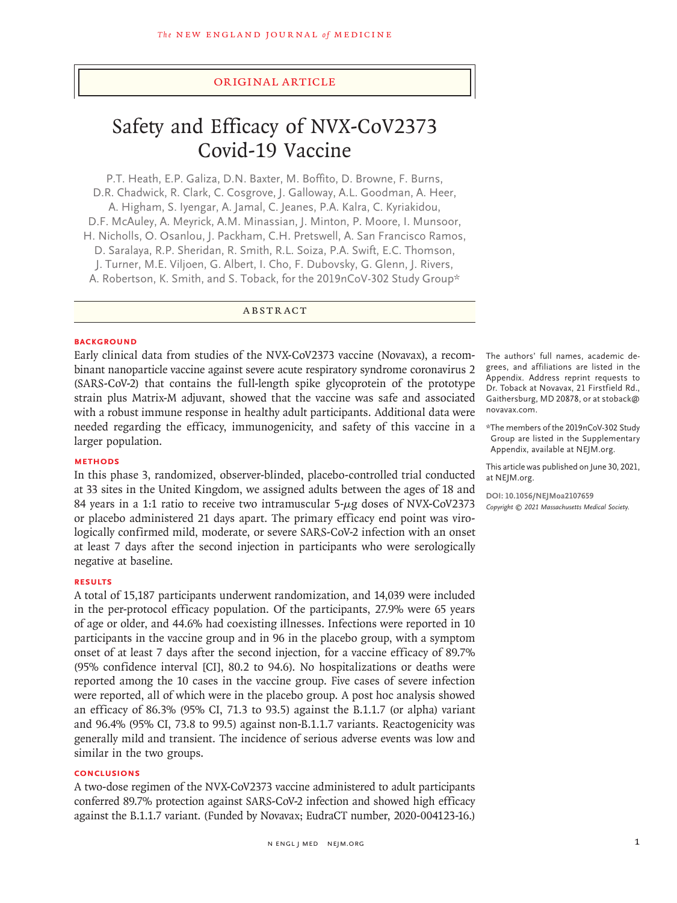ORIGINAL ARTICLE

# Safety and Efficacy of NVX-CoV2373 Covid-19 Vaccine

P.T. Heath, E.P. Galiza, D.N. Baxter, M. Boffito, D. Browne, F. Burns, D.R. Chadwick, R. Clark, C. Cosgrove, J. Galloway, A.L. Goodman, A. Heer, A. Higham, S. Iyengar, A. Jamal, C. Jeanes, P.A. Kalra, C. Kyriakidou, D.F. McAuley, A. Meyrick, A.M. Minassian, J. Minton, P. Moore, I. Munsoor, H. Nicholls, O. Osanlou, J. Packham, C.H. Pretswell, A. San Francisco Ramos, D. Saralaya, R.P. Sheridan, R. Smith, R.L. Soiza, P.A. Swift, E.C. Thomson, J. Turner, M.E. Viljoen, G. Albert, I. Cho, F. Dubovsky, G. Glenn, J. Rivers, A. Robertson, K. Smith, and S. Toback, for the 2019nCoV-302 Study Group*

## ABSTRACT

### BACKGROUND

Early clinical data from studies of the NVX-CoV2373 vaccine (Novavax), a recombinant nanoparticle vaccine against severe acute respiratory syndrome coronavirus 2 (SARS-CoV-2) that contains the full-length spike glycoprotein of the prototype strain plus Matrix-M adjuvant, showed that the vaccine was safe and associated with a robust immune response in healthy adult participants. Additional data were needed regarding the efficacy, immunogenicity, and safety of this vaccine in a larger population.

### METHODS

In this phase 3, randomized, observer-blinded, placebo-controlled trial conducted at 33 sites in the United Kingdom, we assigned adults between the ages of 18 and 84 years in a 1:1 ratio to receive two intramuscular 5-$\mu$g doses of NVX-CoV2373 or placebo administered 21 days apart. The primary efficacy end point was virologically confirmed mild, moderate, or severe SARS-CoV-2 infection with an onset at least 7 days after the second injection in participants who were serologically negative at baseline.

### RESULTS

A total of 15,187 participants underwent randomization, and 14,039 were included in the per-protocol efficacy population. Of the participants, 27.9% were 65 years of age or older, and 44.6% had coexisting illnesses. Infections were reported in 10 participants in the vaccine group and in 96 in the placebo group, with a symptom onset of at least 7 days after the second injection, for a vaccine efficacy of 89.7% (95% confidence interval [CI], 80.2 to 94.6). No hospitalizations or deaths were reported among the 10 cases in the vaccine group. Five cases of severe infection were reported, all of which were in the placebo group. A post hoc analysis showed an efficacy of 86.3% (95% CI, 71.3 to 93.5) against the B.1.1.7 (or alpha) variant and 96.4% (95% CI, 73.8 to 99.5) against non-B.1.1.7 variants. Reactogenicity was generally mild and transient. The incidence of serious adverse events was low and similar in the two groups.

### CONCLUSIONS

A two-dose regimen of the NVX-CoV2373 vaccine administered to adult participants conferred 89.7% protection against SARS-CoV-2 infection and showed high efficacy against the B.1.1.7 variant. (Funded by Novavax; EudraCT number, 2020-004123-16.)

The authors' full names, academic degrees, and affiliations are listed in the Appendix. Address reprint requests to Dr. Toback at Novavax, 21 Firstfield Rd., Gaithersburg, MD 20878, or at stoback@novavax.com.

*The members of the 2019nCoV-302 Study Group are listed in the Supplementary Appendix, available at NEJM.org.

This article was published on June 30, 2021, at NEJM.org.

DOI: 10.1056/NEJMoa2107659

Copyright © 2021 Massachusetts Medical Society.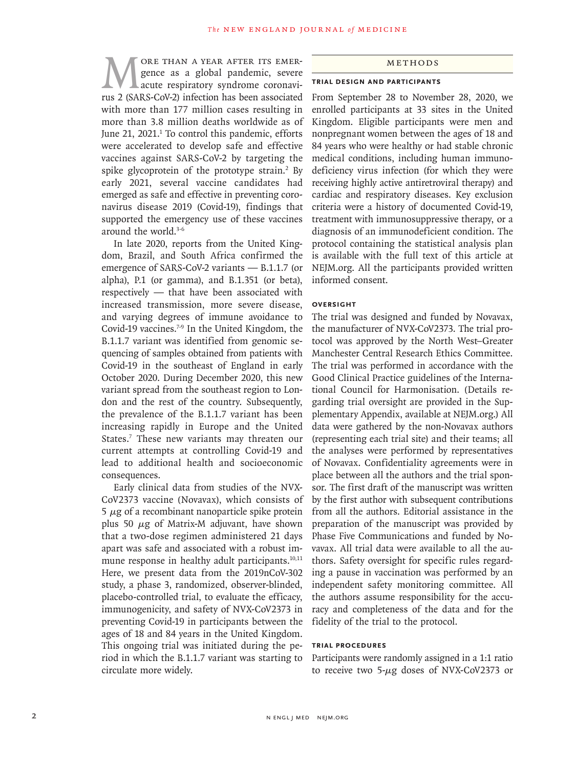More than a year after its emergence as a global pandemic, severe acute respiratory syndrome coronavirus 2 (SARS-CoV-2) infection has been associated with more than 177 million cases resulting in more than 3.8 million deaths worldwide as of June 21, 2021.[1] To control this pandemic, efforts were accelerated to develop safe and effective vaccines against SARS-CoV-2 by targeting the spike glycoprotein of the prototype strain.[2] By early 2021, several vaccine candidates had emerged as safe and effective in preventing coronavirus disease 2019 (Covid-19), findings that supported the emergency use of these vaccines around the world.[3-6]

In late 2020, reports from the United Kingdom, Brazil, and South Africa confirmed the emergence of SARS-CoV-2 variants — B.1.1.7 (or alpha), P.1 (or gamma), and B.1.351 (or beta), respectively — that have been associated with increased transmission, more severe disease, and varying degrees of immune avoidance to Covid-19 vaccines.[7-9] In the United Kingdom, the B.1.1.7 variant was identified from genomic sequencing of samples obtained from patients with Covid-19 in the southeast of England in early October 2020. During December 2020, this new variant spread from the southeast region to London and the rest of the country. Subsequently, the prevalence of the B.1.1.7 variant has been increasing rapidly in Europe and the United States.[7] These new variants may threaten our current attempts at controlling Covid-19 and lead to additional health and socioeconomic consequences.

Early clinical data from studies of the NVX-CoV2373 vaccine (Novavax), which consists of 5 μg of a recombinant nanoparticle spike protein plus 50 μg of Matrix-M adjuvant, have shown that a two-dose regimen administered 21 days apart was safe and associated with a robust immune response in healthy adult participants.[10,11] Here, we present data from the 2019nCoV-302 study, a phase 3, randomized, observer-blinded, placebo-controlled trial, to evaluate the efficacy, immunogenicity, and safety of NVX-CoV2373 in preventing Covid-19 in participants between the ages of 18 and 84 years in the United Kingdom. This ongoing trial was initiated during the period in which the B.1.1.7 variant was starting to circulate more widely.

## Methods

### Trial Design and Participants

From September 28 to November 28, 2020, we enrolled participants at 33 sites in the United Kingdom. Eligible participants were men and nonpregnant women between the ages of 18 and 84 years who were healthy or had stable chronic medical conditions, including human immunodeficiency virus infection (for which they were receiving highly active antiretroviral therapy) and cardiac and respiratory diseases. Key exclusion criteria were a history of documented Covid-19, treatment with immunosuppressive therapy, or a diagnosis of an immunodeficient condition. The protocol containing the statistical analysis plan is available with the full text of this article at NEJM.org. All the participants provided written informed consent.

### Oversight

The trial was designed and funded by Novavax, the manufacturer of NVX-CoV2373. The trial protocol was approved by the North West–Greater Manchester Central Research Ethics Committee. The trial was performed in accordance with the Good Clinical Practice guidelines of the International Council for Harmonisation. (Details regarding trial oversight are provided in the Supplementary Appendix, available at NEJM.org.) All data were gathered by the non-Novavax authors (representing each trial site) and their teams; all the analyses were performed by representatives of Novavax. Confidentiality agreements were in place between all the authors and the trial sponsor. The first draft of the manuscript was written by the first author with subsequent contributions from all the authors. Editorial assistance in the preparation of the manuscript was provided by Phase Five Communications and funded by Novavax. All trial data were available to all the authors. Safety oversight for specific rules regarding a pause in vaccination was performed by an independent safety monitoring committee. All the authors assume responsibility for the accuracy and completeness of the data and for the fidelity of the trial to the protocol.

### Trial Procedures

Participants were randomly assigned in a 1:1 ratio to receive two 5-μg doses of NVX-CoV2373 or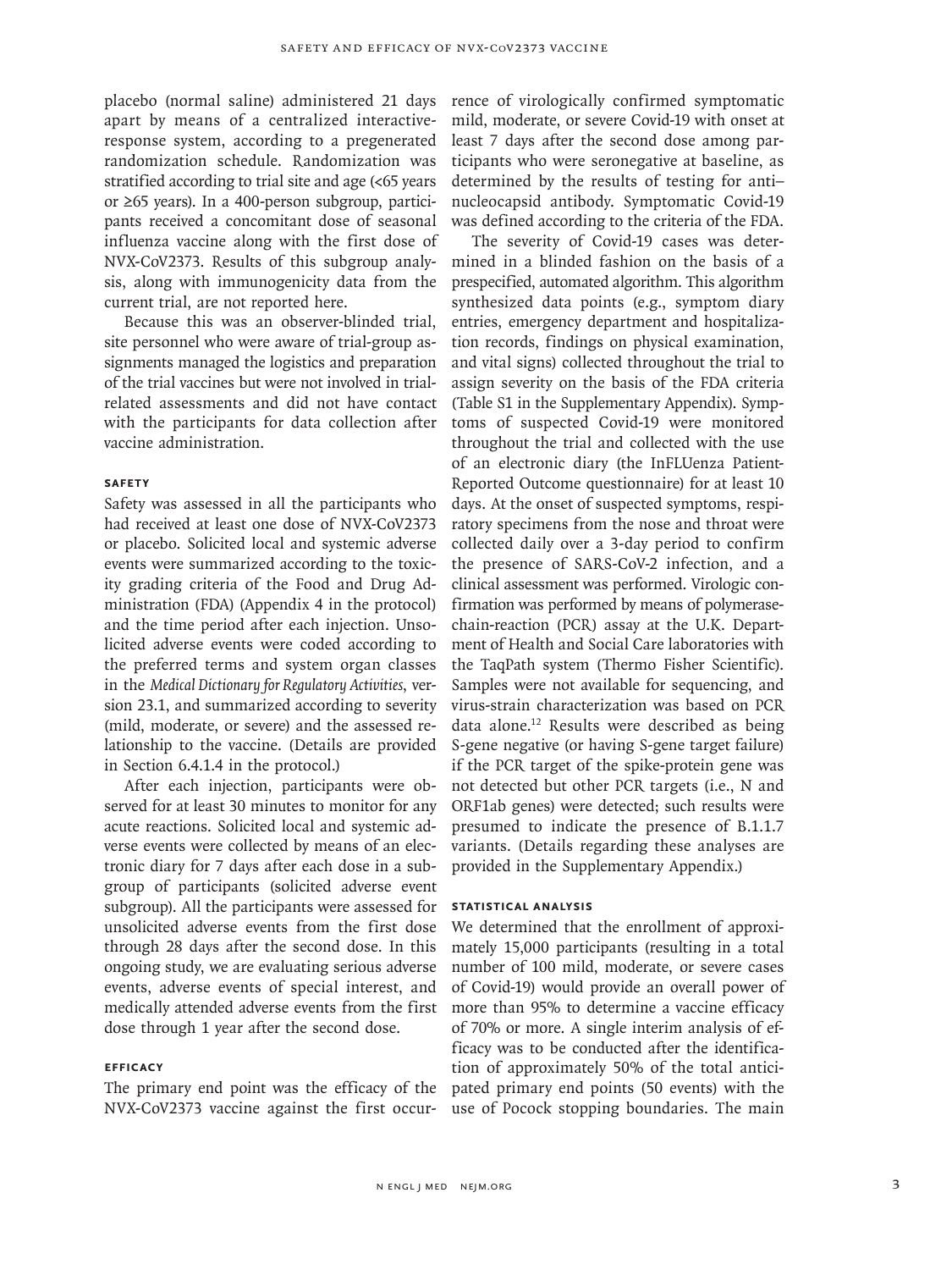placebo (normal saline) administered 21 days apart by means of a centralized interactive-response system, according to a pregenerated randomization schedule. Randomization was stratified according to trial site and age (<65 years or ≥65 years). In a 400-person subgroup, participants received a concomitant dose of seasonal influenza vaccine along with the first dose of NVX-CoV2373. Results of this subgroup analysis, along with immunogenicity data from the current trial, are not reported here.

Because this was an observer-blinded trial, site personnel who were aware of trial-group assignments managed the logistics and preparation of the trial vaccines but were not involved in trial-related assessments and did not have contact with the participants for data collection after vaccine administration.

### Safety

Safety was assessed in all the participants who had received at least one dose of NVX-CoV2373 or placebo. Solicited local and systemic adverse events were summarized according to the toxicity grading criteria of the Food and Drug Administration (FDA) (Appendix 4 in the protocol) and the time period after each injection. Unsolicited adverse events were coded according to the preferred terms and system organ classes in the *Medical Dictionary for Regulatory Activities*, version 23.1, and summarized according to severity (mild, moderate, or severe) and the assessed relationship to the vaccine. (Details are provided in Section 6.4.1.4 in the protocol.)

After each injection, participants were observed for at least 30 minutes to monitor for any acute reactions. Solicited local and systemic adverse events were collected by means of an electronic diary for 7 days after each dose in a subgroup of participants (solicited adverse event subgroup). All the participants were assessed for unsolicited adverse events from the first dose through 28 days after the second dose. In this ongoing study, we are evaluating serious adverse events, adverse events of special interest, and medically attended adverse events from the first dose through 1 year after the second dose.

### Efficacy

The primary end point was the efficacy of the NVX-CoV2373 vaccine against the first occurrence of virologically confirmed symptomatic mild, moderate, or severe Covid-19 with onset at least 7 days after the second dose among participants who were seronegative at baseline, as determined by the results of testing for anti–nucleocapsid antibody. Symptomatic Covid-19 was defined according to the criteria of the FDA.

The severity of Covid-19 cases was determined in a blinded fashion on the basis of a prespecified, automated algorithm. This algorithm synthesized data points (e.g., symptom diary entries, emergency department and hospitalization records, findings on physical examination, and vital signs) collected throughout the trial to assign severity on the basis of the FDA criteria (Table S1 in the Supplementary Appendix). Symptoms of suspected Covid-19 were monitored throughout the trial and collected with the use of an electronic diary (the InFLUenza Patient-Reported Outcome questionnaire) for at least 10 days. At the onset of suspected symptoms, respiratory specimens from the nose and throat were collected daily over a 3-day period to confirm the presence of SARS-CoV-2 infection, and a clinical assessment was performed. Virologic confirmation was performed by means of polymerase-chain-reaction (PCR) assay at the U.K. Department of Health and Social Care laboratories with the TaqPath system (Thermo Fisher Scientific). Samples were not available for sequencing, and virus-strain characterization was based on PCR data alone.[12] Results were described as being S-gene negative (or having S-gene target failure) if the PCR target of the spike-protein gene was not detected but other PCR targets (i.e., N and ORF1ab genes) were detected; such results were presumed to indicate the presence of B.1.1.7 variants. (Details regarding these analyses are provided in the Supplementary Appendix.)

### Statistical Analysis

We determined that the enrollment of approximately 15,000 participants (resulting in a total number of 100 mild, moderate, or severe cases of Covid-19) would provide an overall power of more than 95% to determine a vaccine efficacy of 70% or more. A single interim analysis of efficacy was to be conducted after the identification of approximately 50% of the total anticipated primary end points (50 events) with the use of Pocock stopping boundaries. The main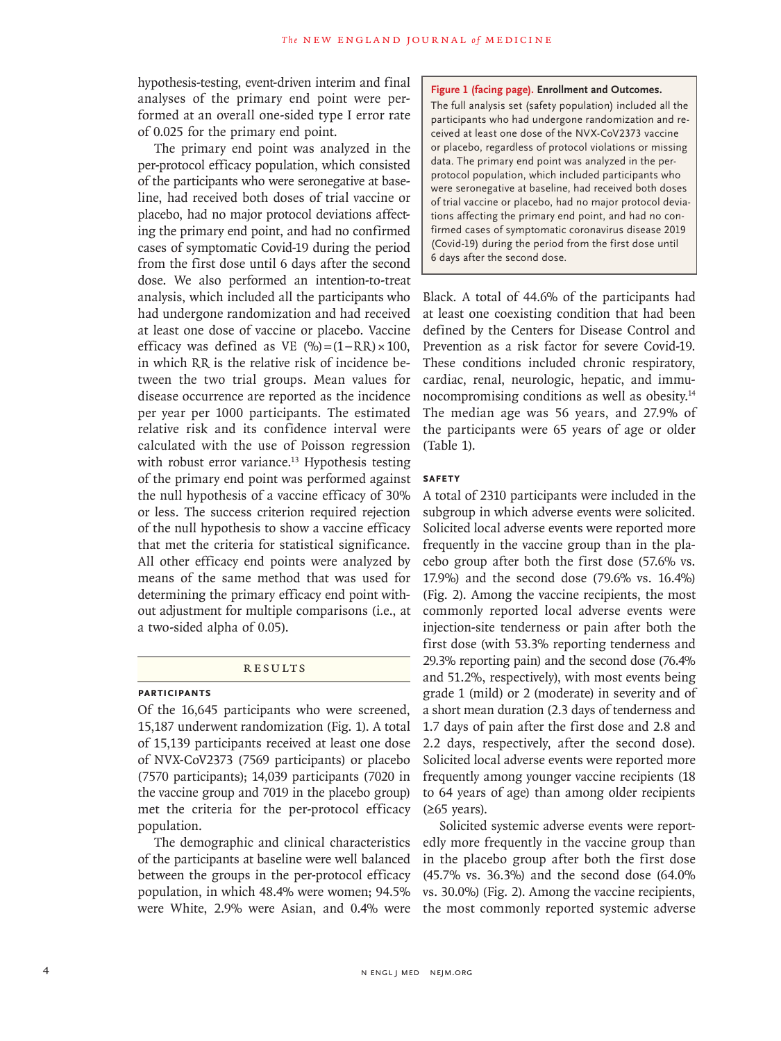hypothesis-testing, event-driven interim and final analyses of the primary end point were performed at an overall one-sided type I error rate of 0.025 for the primary end point.

The primary end point was analyzed in the per-protocol efficacy population, which consisted of the participants who were seronegative at baseline, had received both doses of trial vaccine or placebo, had no major protocol deviations affecting the primary end point, and had no confirmed cases of symptomatic Covid-19 during the period from the first dose until 6 days after the second dose. We also performed an intention-to-treat analysis, which included all the participants who had undergone randomization and had received at least one dose of vaccine or placebo. Vaccine efficacy was defined as VE (%) = $(1-\text{RR}) \times 100$, in which RR is the relative risk of incidence between the two trial groups. Mean values for disease occurrence are reported as the incidence per year per 1000 participants. The estimated relative risk and its confidence interval were calculated with the use of Poisson regression with robust error variance.[13] Hypothesis testing of the primary end point was performed against the null hypothesis of a vaccine efficacy of 30% or less. The success criterion required rejection of the null hypothesis to show a vaccine efficacy that met the criteria for statistical significance. All other efficacy end points were analyzed by means of the same method that was used for determining the primary efficacy end point without adjustment for multiple comparisons (i.e., at a two-sided alpha of 0.05).

**Figure 1 (facing page). Enrollment and Outcomes.**
The full analysis set (safety population) included all the participants who had undergone randomization and received at least one dose of the NVX-CoV2373 vaccine or placebo, regardless of protocol violations or missing data. The primary end point was analyzed in the per-protocol population, which included participants who were seronegative at baseline, had received both doses of trial vaccine or placebo, had no major protocol deviations affecting the primary end point, and had no confirmed cases of symptomatic coronavirus disease 2019 (Covid-19) during the period from the first dose until 6 days after the second dose.

## RESULTS

### PARTICIPANTS

Of the 16,645 participants who were screened, 15,187 underwent randomization (Fig. 1). A total of 15,139 participants received at least one dose of NVX-CoV2373 (7569 participants) or placebo (7570 participants); 14,039 participants (7020 in the vaccine group and 7019 in the placebo group) met the criteria for the per-protocol efficacy population.

The demographic and clinical characteristics of the participants at baseline were well balanced between the groups in the per-protocol efficacy population, in which 48.4% were women; 94.5% were White, 2.9% were Asian, and 0.4% were Black. A total of 44.6% of the participants had at least one coexisting condition that had been defined by the Centers for Disease Control and Prevention as a risk factor for severe Covid-19. These conditions included chronic respiratory, cardiac, renal, neurologic, hepatic, and immunocompromising conditions as well as obesity.[14] The median age was 56 years, and 27.9% of the participants were 65 years of age or older (Table 1).

### SAFETY

A total of 2310 participants were included in the subgroup in which adverse events were solicited. Solicited local adverse events were reported more frequently in the vaccine group than in the placebo group after both the first dose (57.6% vs. 17.9%) and the second dose (79.6% vs. 16.4%) (Fig. 2). Among the vaccine recipients, the most commonly reported local adverse events were injection-site tenderness or pain after both the first dose (with 53.3% reporting tenderness and 29.3% reporting pain) and the second dose (76.4% and 51.2%, respectively), with most events being grade 1 (mild) or 2 (moderate) in severity and of a short mean duration (2.3 days of tenderness and 1.7 days of pain after the first dose and 2.8 and 2.2 days, respectively, after the second dose). Solicited local adverse events were reported more frequently among younger vaccine recipients (18 to 64 years of age) than among older recipients (≥65 years).

Solicited systemic adverse events were reportedly more frequently in the vaccine group than in the placebo group after both the first dose (45.7% vs. 36.3%) and the second dose (64.0% vs. 30.0%) (Fig. 2). Among the vaccine recipients, the most commonly reported systemic adverse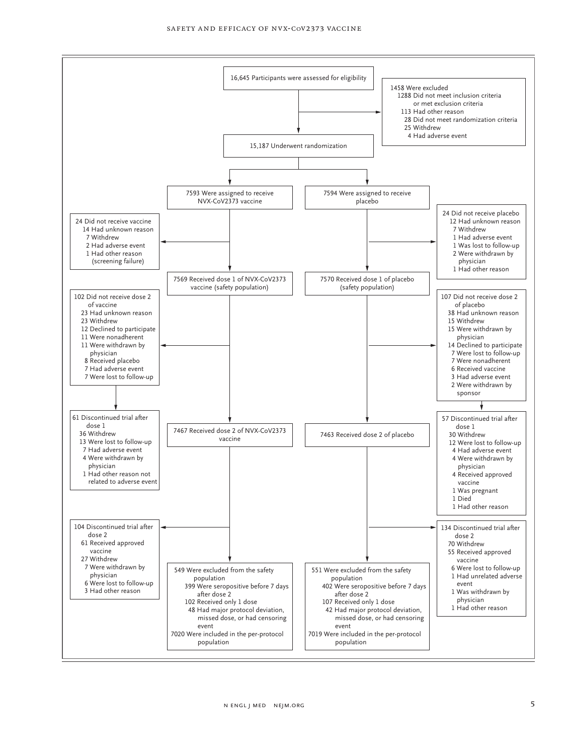16,645 Participants were assessed for eligibility

1458 Were excluded
- 1288 Did not meet inclusion criteria or met exclusion criteria
- 113 Had other reason
- 28 Did not meet randomization criteria
- 25 Withdrew
- 4 Had adverse event

15,187 Underwent randomization

**NVX-CoV2373 vaccine group**

7593 Were assigned to receive NVX-CoV2373 vaccine

24 Did not receive vaccine
- 14 Had unknown reason
- 7 Withdrew
- 2 Had adverse event
- 1 Had other reason (screening failure)

7569 Received dose 1 of NVX-CoV2373 vaccine (safety population)

102 Did not receive dose 2 of vaccine
- 23 Had unknown reason
- 23 Withdrew
- 12 Declined to participate
- 11 Were nonadherent
- 11 Were withdrawn by physician
- 8 Received placebo
- 7 Had adverse event
- 7 Were lost to follow-up

61 Discontinued trial after dose 1
- 36 Withdrew
- 13 Were lost to follow-up
- 7 Had adverse event
- 4 Were withdrawn by physician
- 1 Had other reason not related to adverse event

7467 Received dose 2 of NVX-CoV2373 vaccine

104 Discontinued trial after dose 2
- 61 Received approved vaccine
- 27 Withdrew
- 7 Were withdrawn by physician
- 6 Were lost to follow-up
- 3 Had other reason

549 Were excluded from the safety population
- 399 Were seropositive before 7 days after dose 2
- 102 Received only 1 dose
- 48 Had major protocol deviation, missed dose, or had censoring event

7020 Were included in the per-protocol population

**Placebo group**

7594 Were assigned to receive placebo

24 Did not receive placebo
- 12 Had unknown reason
- 7 Withdrew
- 1 Had adverse event
- 1 Was lost to follow-up
- 2 Were withdrawn by physician
- 1 Had other reason

7570 Received dose 1 of placebo (safety population)

107 Did not receive dose 2 of placebo
- 38 Had unknown reason
- 15 Withdrew
- 15 Were withdrawn by physician
- 14 Declined to participate
- 7 Were lost to follow-up
- 7 Were nonadherent
- 6 Received vaccine
- 3 Had adverse event
- 2 Were withdrawn by sponsor

57 Discontinued trial after dose 1
- 30 Withdrew
- 12 Were lost to follow-up
- 4 Had adverse event
- 4 Were withdrawn by physician
- 4 Received approved vaccine
- 1 Was pregnant
- 1 Died
- 1 Had other reason

7463 Received dose 2 of placebo

134 Discontinued trial after dose 2
- 70 Withdrew
- 55 Received approved vaccine
- 6 Were lost to follow-up
- 1 Had unrelated adverse event
- 1 Was withdrawn by physician
- 1 Had other reason

551 Were excluded from the safety population
- 402 Were seropositive before 7 days after dose 2
- 107 Received only 1 dose
- 42 Had major protocol deviation, missed dose, or had censoring event

7019 Were included in the per-protocol population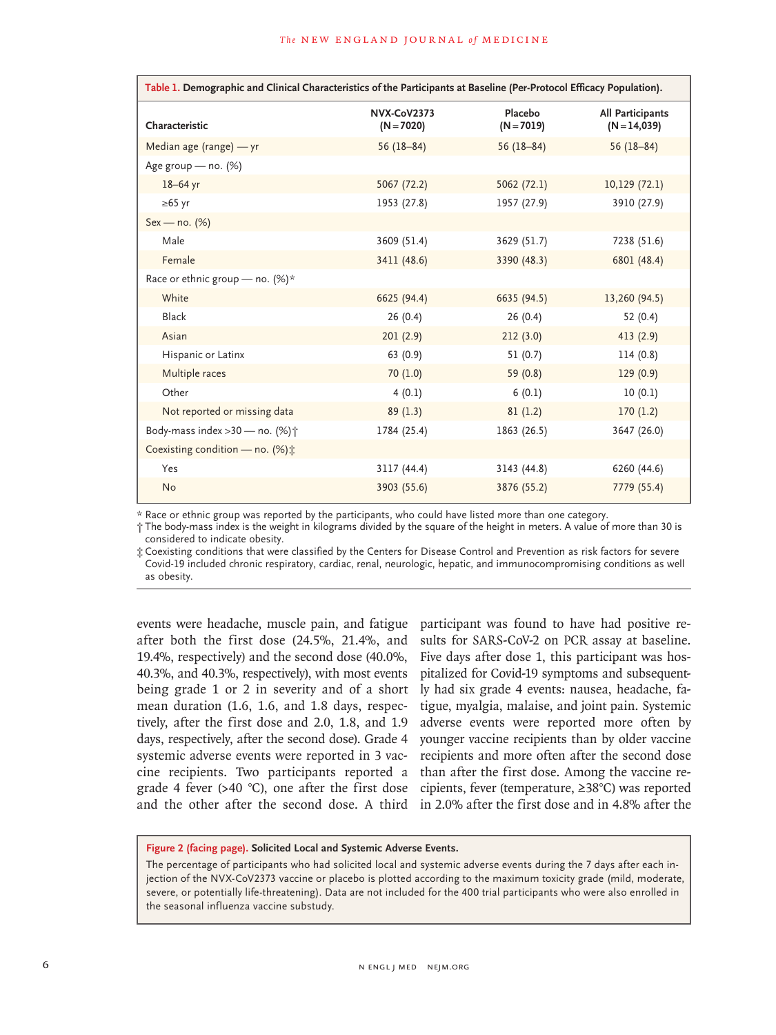**Table 1. Demographic and Clinical Characteristics of the Participants at Baseline (Per-Protocol Efficacy Population).**

| Characteristic | NVX-CoV2373 (N=7020) | Placebo (N=7019) | All Participants (N=14,039) |
|---|---|---|---|
| Median age (range) — yr | 56 (18–84) | 56 (18–84) | 56 (18–84) |
| Age group — no. (%) | | | |
| 18–64 yr | 5067 (72.2) | 5062 (72.1) | 10,129 (72.1) |
| ≥65 yr | 1953 (27.8) | 1957 (27.9) | 3910 (27.9) |
| Sex — no. (%) | | | |
| Male | 3609 (51.4) | 3629 (51.7) | 7238 (51.6) |
| Female | 3411 (48.6) | 3390 (48.3) | 6801 (48.4) |
| Race or ethnic group — no. (%)* | | | |
| White | 6625 (94.4) | 6635 (94.5) | 13,260 (94.5) |
| Black | 26 (0.4) | 26 (0.4) | 52 (0.4) |
| Asian | 201 (2.9) | 212 (3.0) | 413 (2.9) |
| Hispanic or Latinx | 63 (0.9) | 51 (0.7) | 114 (0.8) |
| Multiple races | 70 (1.0) | 59 (0.8) | 129 (0.9) |
| Other | 4 (0.1) | 6 (0.1) | 10 (0.1) |
| Not reported or missing data | 89 (1.3) | 81 (1.2) | 170 (1.2) |
| Body-mass index >30 — no. (%)† | 1784 (25.4) | 1863 (26.5) | 3647 (26.0) |
| Coexisting condition — no. (%)‡ | | | |
| Yes | 3117 (44.4) | 3143 (44.8) | 6260 (44.6) |
| No | 3903 (55.6) | 3876 (55.2) | 7779 (55.4) |

\* Race or ethnic group was reported by the participants, who could have listed more than one category.
† The body-mass index is the weight in kilograms divided by the square of the height in meters. A value of more than 30 is considered to indicate obesity.
‡ Coexisting conditions that were classified by the Centers for Disease Control and Prevention as risk factors for severe Covid-19 included chronic respiratory, cardiac, renal, neurologic, hepatic, and immunocompromising conditions as well as obesity.

events were headache, muscle pain, and fatigue after both the first dose (24.5%, 21.4%, and 19.4%, respectively) and the second dose (40.0%, 40.3%, and 40.3%, respectively), with most events being grade 1 or 2 in severity and of a short mean duration (1.6, 1.6, and 1.8 days, respectively, after the first dose and 2.0, 1.8, and 1.9 days, respectively, after the second dose). Grade 4 systemic adverse events were reported in 3 vaccine recipients. Two participants reported a grade 4 fever (>40 °C), one after the first dose and the other after the second dose. A third participant was found to have had positive results for SARS-CoV-2 on PCR assay at baseline. Five days after dose 1, this participant was hospitalized for Covid-19 symptoms and subsequently had six grade 4 events: nausea, headache, fatigue, myalgia, malaise, and joint pain. Systemic adverse events were reported more often by younger vaccine recipients than by older vaccine recipients and more often after the second dose than after the first dose. Among the vaccine recipients, fever (temperature, ≥38°C) was reported in 2.0% after the first dose and in 4.8% after the

**Figure 2 (facing page). Solicited Local and Systemic Adverse Events.**
The percentage of participants who had solicited local and systemic adverse events during the 7 days after each injection of the NVX-CoV2373 vaccine or placebo is plotted according to the maximum toxicity grade (mild, moderate, severe, or potentially life-threatening). Data are not included for the 400 trial participants who were also enrolled in the seasonal influenza vaccine substudy.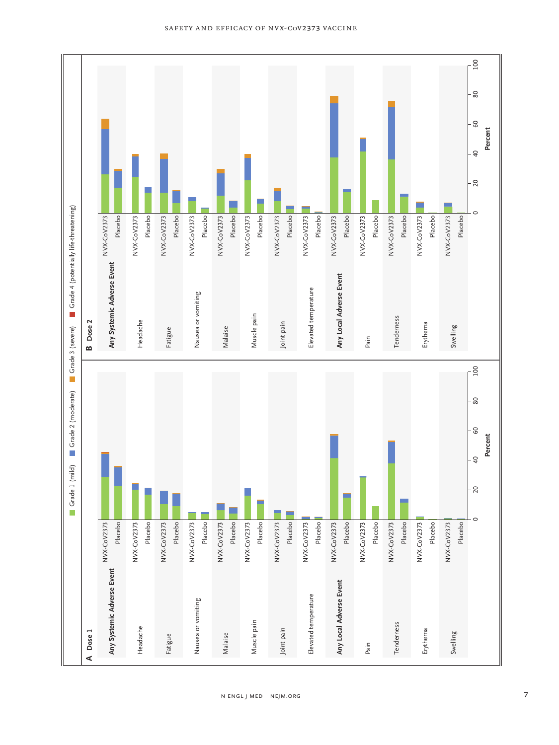Grade 1 (mild) | Grade 2 (moderate) | Grade 3 (severe) | Grade 4 (potentially life-threatening)

**A Dose 1**

**Any Systemic Adverse Event** — NVX-CoV2373, Placebo

Headache — NVX-CoV2373, Placebo

Fatigue — NVX-CoV2373, Placebo

Nausea or vomiting — NVX-CoV2373, Placebo

Malaise — NVX-CoV2373, Placebo

Muscle pain — NVX-CoV2373, Placebo

Joint pain — NVX-CoV2373, Placebo

Elevated temperature — NVX-CoV2373, Placebo

**Any Local Adverse Event** — NVX-CoV2373, Placebo

Pain — NVX-CoV2373, Placebo

Tenderness — NVX-CoV2373, Placebo

Erythema — NVX-CoV2373, Placebo

Swelling — NVX-CoV2373, Placebo

Percent: 0, 20, 40, 60, 80, 100

**B Dose 2**

**Any Systemic Adverse Event** — NVX-CoV2373, Placebo

Headache — NVX-CoV2373, Placebo

Fatigue — NVX-CoV2373, Placebo

Nausea or vomiting — NVX-CoV2373, Placebo

Malaise — NVX-CoV2373, Placebo

Muscle pain — NVX-CoV2373, Placebo

Joint pain — NVX-CoV2373, Placebo

Elevated temperature — NVX-CoV2373, Placebo

**Any Local Adverse Event** — NVX-CoV2373, Placebo

Pain — NVX-CoV2373, Placebo

Tenderness — NVX-CoV2373, Placebo

Erythema — NVX-CoV2373, Placebo

Swelling — NVX-CoV2373, Placebo

Percent: 0, 20, 40, 60, 80, 100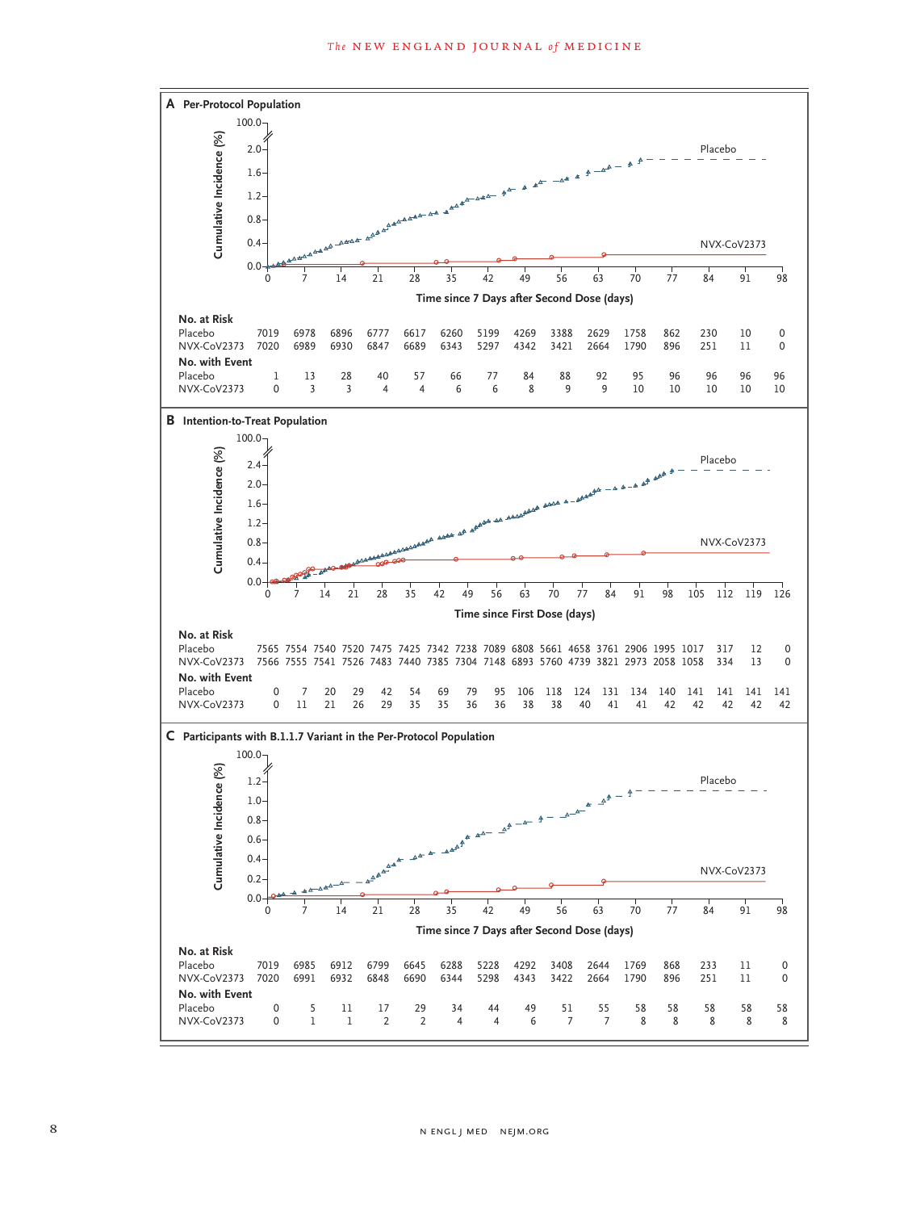**A Per-Protocol Population**

Cumulative Incidence (%)

Time since 7 Days after Second Dose (days)

| | 0 | 7 | 14 | 21 | 28 | 35 | 42 | 49 | 56 | 63 | 70 | 77 | 84 | 91 | 98 |
|---|---|---|---|---|---|---|---|---|---|---|---|---|---|---|---|
| **No. at Risk** | | | | | | | | | | | | | | | |
| Placebo | 7019 | 6978 | 6896 | 6777 | 6617 | 6260 | 5199 | 4269 | 3388 | 2629 | 1758 | 862 | 230 | 10 | 0 |
| NVX-CoV2373 | 7020 | 6989 | 6930 | 6847 | 6689 | 6343 | 5297 | 4342 | 3421 | 2664 | 1790 | 896 | 251 | 11 | 0 |
| **No. with Event** | | | | | | | | | | | | | | | |
| Placebo | 1 | 13 | 28 | 40 | 57 | 66 | 77 | 84 | 88 | 92 | 95 | 96 | 96 | 96 | 96 |
| NVX-CoV2373 | 0 | 3 | 3 | 4 | 4 | 6 | 6 | 8 | 9 | 9 | 10 | 10 | 10 | 10 | 10 |

**B Intention-to-Treat Population**

Cumulative Incidence (%)

Time since First Dose (days)

| | 0 | 7 | 14 | 21 | 28 | 35 | 42 | 49 | 56 | 63 | 70 | 77 | 84 | 91 | 98 | 105 | 112 | 119 | 126 |
|---|---|---|---|---|---|---|---|---|---|---|---|---|---|---|---|---|---|---|---|
| **No. at Risk** | | | | | | | | | | | | | | | | | | | |
| Placebo | 7565 | 7554 | 7540 | 7520 | 7475 | 7425 | 7342 | 7238 | 7089 | 6808 | 5661 | 4658 | 3761 | 2906 | 1995 | 1017 | 317 | 12 | 0 |
| NVX-CoV2373 | 7566 | 7555 | 7541 | 7526 | 7483 | 7440 | 7385 | 7304 | 7148 | 6893 | 5760 | 4739 | 3821 | 2973 | 2058 | 1058 | 334 | 13 | 0 |
| **No. with Event** | | | | | | | | | | | | | | | | | | | |
| Placebo | 0 | 7 | 20 | 29 | 42 | 54 | 69 | 79 | 95 | 106 | 118 | 124 | 131 | 134 | 140 | 141 | 141 | 141 | 141 |
| NVX-CoV2373 | 0 | 11 | 21 | 26 | 29 | 35 | 35 | 36 | 36 | 38 | 38 | 40 | 41 | 41 | 42 | 42 | 42 | 42 | 42 |

**C Participants with B.1.1.7 Variant in the Per-Protocol Population**

Cumulative Incidence (%)

Time since 7 Days after Second Dose (days)

| | 0 | 7 | 14 | 21 | 28 | 35 | 42 | 49 | 56 | 63 | 70 | 77 | 84 | 91 | 98 |
|---|---|---|---|---|---|---|---|---|---|---|---|---|---|---|---|
| **No. at Risk** | | | | | | | | | | | | | | | |
| Placebo | 7019 | 6985 | 6912 | 6799 | 6645 | 6288 | 5228 | 4292 | 3408 | 2644 | 1769 | 868 | 233 | 11 | 0 |
| NVX-CoV2373 | 7020 | 6991 | 6932 | 6848 | 6690 | 6344 | 5298 | 4343 | 3422 | 2664 | 1790 | 896 | 251 | 11 | 0 |
| **No. with Event** | | | | | | | | | | | | | | | |
| Placebo | 0 | 5 | 11 | 17 | 29 | 34 | 44 | 49 | 51 | 55 | 58 | 58 | 58 | 58 | 58 |
| NVX-CoV2373 | 0 | 1 | 1 | 2 | 2 | 4 | 4 | 6 | 7 | 7 | 8 | 8 | 8 | 8 | 8 |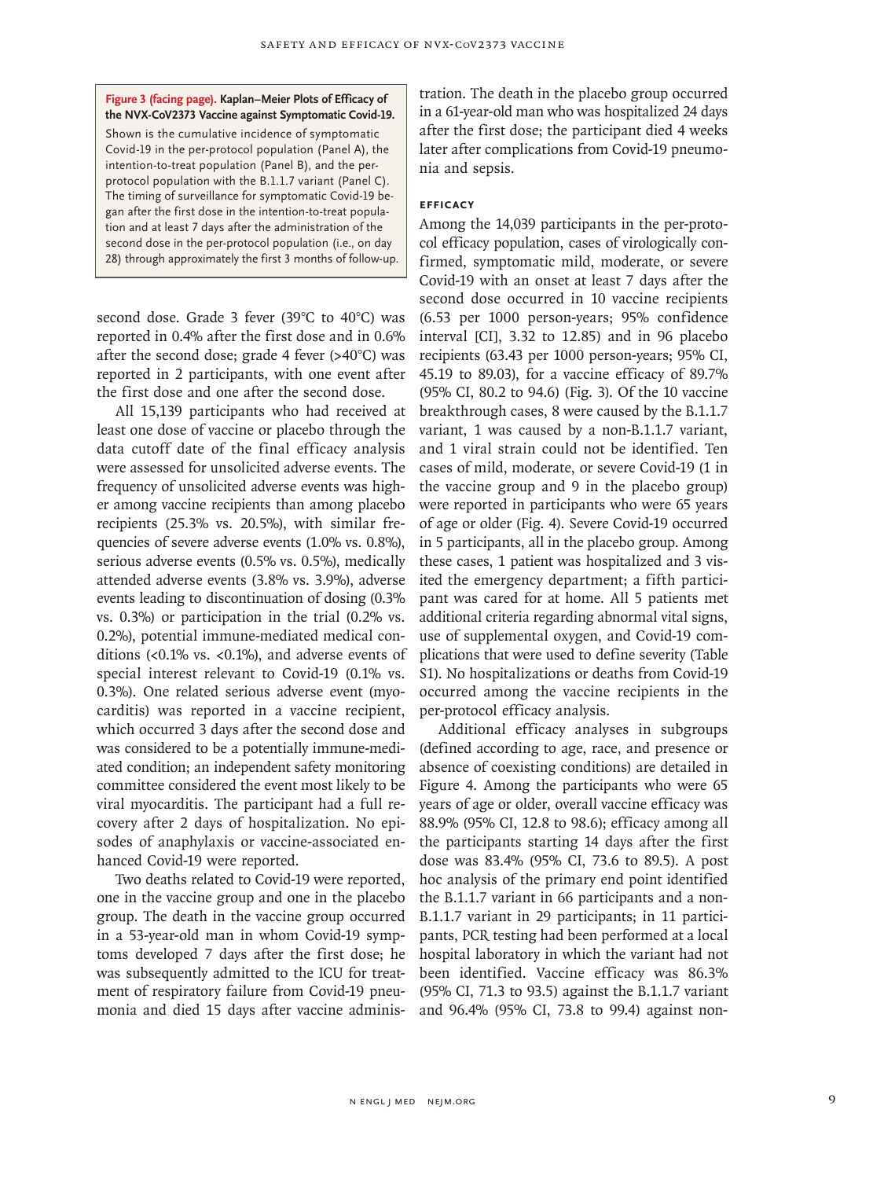**Figure 3 (facing page). Kaplan–Meier Plots of Efficacy of the NVX-CoV2373 Vaccine against Symptomatic Covid-19.**

Shown is the cumulative incidence of symptomatic Covid-19 in the per-protocol population (Panel A), the intention-to-treat population (Panel B), and the per-protocol population with the B.1.1.7 variant (Panel C). The timing of surveillance for symptomatic Covid-19 began after the first dose in the intention-to-treat population and at least 7 days after the administration of the second dose in the per-protocol population (i.e., on day 28) through approximately the first 3 months of follow-up.

second dose. Grade 3 fever (39°C to 40°C) was reported in 0.4% after the first dose and in 0.6% after the second dose; grade 4 fever (>40°C) was reported in 2 participants, with one event after the first dose and one after the second dose.

All 15,139 participants who had received at least one dose of vaccine or placebo through the data cutoff date of the final efficacy analysis were assessed for unsolicited adverse events. The frequency of unsolicited adverse events was higher among vaccine recipients than among placebo recipients (25.3% vs. 20.5%), with similar frequencies of severe adverse events (1.0% vs. 0.8%), serious adverse events (0.5% vs. 0.5%), medically attended adverse events (3.8% vs. 3.9%), adverse events leading to discontinuation of dosing (0.3% vs. 0.3%) or participation in the trial (0.2% vs. 0.2%), potential immune-mediated medical conditions (<0.1% vs. <0.1%), and adverse events of special interest relevant to Covid-19 (0.1% vs. 0.3%). One related serious adverse event (myocarditis) was reported in a vaccine recipient, which occurred 3 days after the second dose and was considered to be a potentially immune-mediated condition; an independent safety monitoring committee considered the event most likely to be viral myocarditis. The participant had a full recovery after 2 days of hospitalization. No episodes of anaphylaxis or vaccine-associated enhanced Covid-19 were reported.

Two deaths related to Covid-19 were reported, one in the vaccine group and one in the placebo group. The death in the vaccine group occurred in a 53-year-old man in whom Covid-19 symptoms developed 7 days after the first dose; he was subsequently admitted to the ICU for treatment of respiratory failure from Covid-19 pneumonia and died 15 days after vaccine administration. The death in the placebo group occurred in a 61-year-old man who was hospitalized 24 days after the first dose; the participant died 4 weeks later after complications from Covid-19 pneumonia and sepsis.

### EFFICACY

Among the 14,039 participants in the per-protocol efficacy population, cases of virologically confirmed, symptomatic mild, moderate, or severe Covid-19 with an onset at least 7 days after the second dose occurred in 10 vaccine recipients (6.53 per 1000 person-years; 95% confidence interval [CI], 3.32 to 12.85) and in 96 placebo recipients (63.43 per 1000 person-years; 95% CI, 45.19 to 89.03), for a vaccine efficacy of 89.7% (95% CI, 80.2 to 94.6) (Fig. 3). Of the 10 vaccine breakthrough cases, 8 were caused by the B.1.1.7 variant, 1 was caused by a non-B.1.1.7 variant, and 1 viral strain could not be identified. Ten cases of mild, moderate, or severe Covid-19 (1 in the vaccine group and 9 in the placebo group) were reported in participants who were 65 years of age or older (Fig. 4). Severe Covid-19 occurred in 5 participants, all in the placebo group. Among these cases, 1 patient was hospitalized and 3 visited the emergency department; a fifth participant was cared for at home. All 5 patients met additional criteria regarding abnormal vital signs, use of supplemental oxygen, and Covid-19 complications that were used to define severity (Table S1). No hospitalizations or deaths from Covid-19 occurred among the vaccine recipients in the per-protocol efficacy analysis.

Additional efficacy analyses in subgroups (defined according to age, race, and presence or absence of coexisting conditions) are detailed in Figure 4. Among the participants who were 65 years of age or older, overall vaccine efficacy was 88.9% (95% CI, 12.8 to 98.6); efficacy among all the participants starting 14 days after the first dose was 83.4% (95% CI, 73.6 to 89.5). A post hoc analysis of the primary end point identified the B.1.1.7 variant in 66 participants and a non-B.1.1.7 variant in 29 participants; in 11 participants, PCR testing had been performed at a local hospital laboratory in which the variant had not been identified. Vaccine efficacy was 86.3% (95% CI, 71.3 to 93.5) against the B.1.1.7 variant and 96.4% (95% CI, 73.8 to 99.4) against non-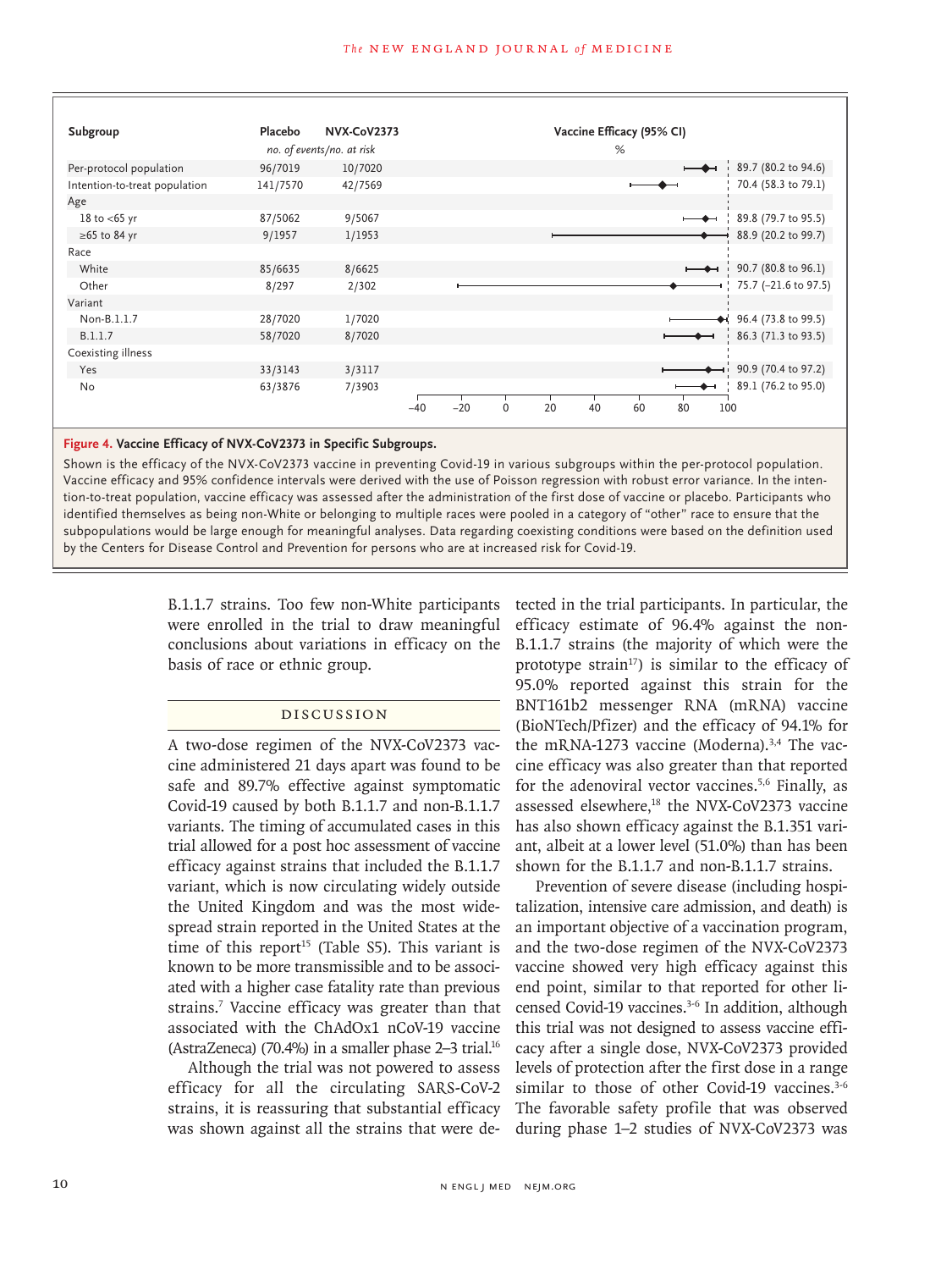| Subgroup | Placebo | NVX-CoV2373 | Vaccine Efficacy (95% CI) |
|---|---|---|---|
| | *no. of events/no. at risk* | | % |
| Per-protocol population | 96/7019 | 10/7020 | 89.7 (80.2 to 94.6) |
| Intention-to-treat population | 141/7570 | 42/7569 | 70.4 (58.3 to 79.1) |
| Age | | | |
| 18 to <65 yr | 87/5062 | 9/5067 | 89.8 (79.7 to 95.5) |
| ≥65 to 84 yr | 9/1957 | 1/1953 | 88.9 (20.2 to 99.7) |
| Race | | | |
| White | 85/6635 | 8/6625 | 90.7 (80.8 to 96.1) |
| Other | 8/297 | 2/302 | 75.7 (−21.6 to 97.5) |
| Variant | | | |
| Non-B.1.1.7 | 28/7020 | 1/7020 | 96.4 (73.8 to 99.5) |
| B.1.1.7 | 58/7020 | 8/7020 | 86.3 (71.3 to 93.5) |
| Coexisting illness | | | |
| Yes | 33/3143 | 3/3117 | 90.9 (70.4 to 97.2) |
| No | 63/3876 | 7/3903 | 89.1 (76.2 to 95.0) |

**Figure 4. Vaccine Efficacy of NVX-CoV2373 in Specific Subgroups.**

Shown is the efficacy of the NVX-CoV2373 vaccine in preventing Covid-19 in various subgroups within the per-protocol population. Vaccine efficacy and 95% confidence intervals were derived with the use of Poisson regression with robust error variance. In the intention-to-treat population, vaccine efficacy was assessed after the administration of the first dose of vaccine or placebo. Participants who identified themselves as being non-White or belonging to multiple races were pooled in a category of "other" race to ensure that the subpopulations would be large enough for meaningful analyses. Data regarding coexisting conditions were based on the definition used by the Centers for Disease Control and Prevention for persons who are at increased risk for Covid-19.

B.1.1.7 strains. Too few non-White participants were enrolled in the trial to draw meaningful conclusions about variations in efficacy on the basis of race or ethnic group.

## Discussion

A two-dose regimen of the NVX-CoV2373 vaccine administered 21 days apart was found to be safe and 89.7% effective against symptomatic Covid-19 caused by both B.1.1.7 and non-B.1.1.7 variants. The timing of accumulated cases in this trial allowed for a post hoc assessment of vaccine efficacy against strains that included the B.1.1.7 variant, which is now circulating widely outside the United Kingdom and was the most widespread strain reported in the United States at the time of this report[15] (Table S5). This variant is known to be more transmissible and to be associated with a higher case fatality rate than previous strains.[7] Vaccine efficacy was greater than that associated with the ChAdOx1 nCoV-19 vaccine (AstraZeneca) (70.4%) in a smaller phase 2–3 trial.[16]

Although the trial was not powered to assess efficacy for all the circulating SARS-CoV-2 strains, it is reassuring that substantial efficacy was shown against all the strains that were detected in the trial participants. In particular, the efficacy estimate of 96.4% against the non-B.1.1.7 strains (the majority of which were the prototype strain[17]) is similar to the efficacy of 95.0% reported against this strain for the BNT161b2 messenger RNA (mRNA) vaccine (BioNTech/Pfizer) and the efficacy of 94.1% for the mRNA-1273 vaccine (Moderna).[3,4] The vaccine efficacy was also greater than that reported for the adenoviral vector vaccines.[5,6] Finally, as assessed elsewhere,[18] the NVX-CoV2373 vaccine has also shown efficacy against the B.1.351 variant, albeit at a lower level (51.0%) than has been shown for the B.1.1.7 and non-B.1.1.7 strains.

Prevention of severe disease (including hospitalization, intensive care admission, and death) is an important objective of a vaccination program, and the two-dose regimen of the NVX-CoV2373 vaccine showed very high efficacy against this end point, similar to that reported for other licensed Covid-19 vaccines.[3-6] In addition, although this trial was not designed to assess vaccine efficacy after a single dose, NVX-CoV2373 provided levels of protection after the first dose in a range similar to those of other Covid-19 vaccines.[3-6] The favorable safety profile that was observed during phase 1–2 studies of NVX-CoV2373 was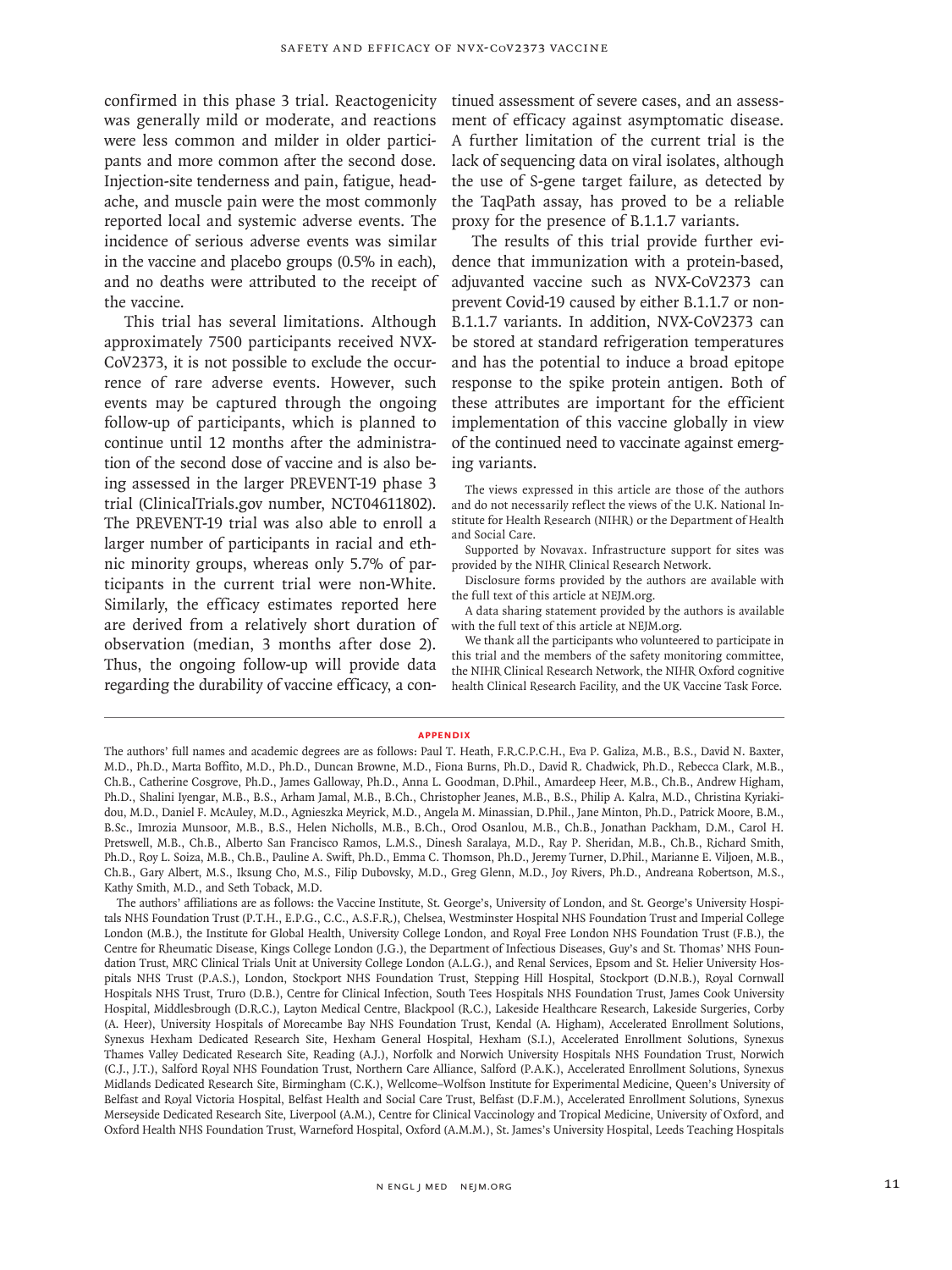confirmed in this phase 3 trial. Reactogenicity was generally mild or moderate, and reactions were less common and milder in older participants and more common after the second dose. Injection-site tenderness and pain, fatigue, headache, and muscle pain were the most commonly reported local and systemic adverse events. The incidence of serious adverse events was similar in the vaccine and placebo groups (0.5% in each), and no deaths were attributed to the receipt of the vaccine.

This trial has several limitations. Although approximately 7500 participants received NVX-CoV2373, it is not possible to exclude the occurrence of rare adverse events. However, such events may be captured through the ongoing follow-up of participants, which is planned to continue until 12 months after the administration of the second dose of vaccine and is also being assessed in the larger PREVENT-19 phase 3 trial (ClinicalTrials.gov number, NCT04611802). The PREVENT-19 trial was also able to enroll a larger number of participants in racial and ethnic minority groups, whereas only 5.7% of participants in the current trial were non-White. Similarly, the efficacy estimates reported here are derived from a relatively short duration of observation (median, 3 months after dose 2). Thus, the ongoing follow-up will provide data regarding the durability of vaccine efficacy, a continued assessment of severe cases, and an assessment of efficacy against asymptomatic disease. A further limitation of the current trial is the lack of sequencing data on viral isolates, although the use of S-gene target failure, as detected by the TaqPath assay, has proved to be a reliable proxy for the presence of B.1.1.7 variants.

The results of this trial provide further evidence that immunization with a protein-based, adjuvanted vaccine such as NVX-CoV2373 can prevent Covid-19 caused by either B.1.1.7 or non-B.1.1.7 variants. In addition, NVX-CoV2373 can be stored at standard refrigeration temperatures and has the potential to induce a broad epitope response to the spike protein antigen. Both of these attributes are important for the efficient implementation of this vaccine globally in view of the continued need to vaccinate against emerging variants.

The views expressed in this article are those of the authors and do not necessarily reflect the views of the U.K. National Institute for Health Research (NIHR) or the Department of Health and Social Care.

Supported by Novavax. Infrastructure support for sites was provided by the NIHR Clinical Research Network.

Disclosure forms provided by the authors are available with the full text of this article at NEJM.org.

A data sharing statement provided by the authors is available with the full text of this article at NEJM.org.

We thank all the participants who volunteered to participate in this trial and the members of the safety monitoring committee, the NIHR Clinical Research Network, the NIHR Oxford cognitive health Clinical Research Facility, and the UK Vaccine Task Force.

## APPENDIX

The authors' full names and academic degrees are as follows: Paul T. Heath, F.R.C.P.C.H., Eva P. Galiza, M.B., B.S., David N. Baxter, M.D., Ph.D., Marta Boffito, M.D., Ph.D., Duncan Browne, M.D., Fiona Burns, Ph.D., David R. Chadwick, Ph.D., Rebecca Clark, M.B., Ch.B., Catherine Cosgrove, Ph.D., James Galloway, Ph.D., Anna L. Goodman, D.Phil., Amardeep Heer, M.B., Ch.B., Andrew Higham, Ph.D., Shalini Iyengar, M.B., B.S., Arham Jamal, M.B., B.Ch., Christopher Jeanes, M.B., B.S., Philip A. Kalra, M.D., Christina Kyriakidou, M.D., Daniel F. McAuley, M.D., Agnieszka Meyrick, M.D., Angela M. Minassian, D.Phil., Jane Minton, Ph.D., Patrick Moore, B.M., B.Sc., Imrozia Munsoor, M.B., B.S., Helen Nicholls, M.B., B.Ch., Orod Osanlou, M.B., Ch.B., Jonathan Packham, D.M., Carol H. Pretswell, M.B., Ch.B., Alberto San Francisco Ramos, L.M.S., Dinesh Saralaya, M.D., Ray P. Sheridan, M.B., Ch.B., Richard Smith, Ph.D., Roy L. Soiza, M.B., Ch.B., Pauline A. Swift, Ph.D., Emma C. Thomson, Ph.D., Jeremy Turner, D.Phil., Marianne E. Viljoen, M.B., Ch.B., Gary Albert, M.S., Iksung Cho, M.S., Filip Dubovsky, M.D., Greg Glenn, M.D., Joy Rivers, Ph.D., Andreana Robertson, M.S., Kathy Smith, M.D., and Seth Toback, M.D.

The authors' affiliations are as follows: the Vaccine Institute, St. George's, University of London, and St. George's University Hospitals NHS Foundation Trust (P.T.H., E.P.G., C.C., A.S.F.R.), Chelsea, Westminster Hospital NHS Foundation Trust and Imperial College London (M.B.), the Institute for Global Health, University College London, and Royal Free London NHS Foundation Trust (F.B.), the Centre for Rheumatic Disease, Kings College London (J.G.), the Department of Infectious Diseases, Guy's and St. Thomas' NHS Foundation Trust, MRC Clinical Trials Unit at University College London (A.L.G.), and Renal Services, Epsom and St. Helier University Hospitals NHS Trust (P.A.S.), London, Stockport NHS Foundation Trust, Stepping Hill Hospital, Stockport (D.N.B.), Royal Cornwall Hospitals NHS Trust, Truro (D.B.), Centre for Clinical Infection, South Tees Hospitals NHS Foundation Trust, James Cook University Hospital, Middlesbrough (D.R.C.), Layton Medical Centre, Blackpool (R.C.), Lakeside Healthcare Research, Lakeside Surgeries, Corby (A. Heer), University Hospitals of Morecambe Bay NHS Foundation Trust, Kendal (A. Higham), Accelerated Enrollment Solutions, Synexus Hexham Dedicated Research Site, Hexham General Hospital, Hexham (S.I.), Accelerated Enrollment Solutions, Synexus Thames Valley Dedicated Research Site, Reading (A.J.), Norfolk and Norwich University Hospitals NHS Foundation Trust, Norwich (C.J., J.T.), Salford Royal NHS Foundation Trust, Northern Care Alliance, Salford (P.A.K.), Accelerated Enrollment Solutions, Synexus Midlands Dedicated Research Site, Birmingham (C.K.), Wellcome–Wolfson Institute for Experimental Medicine, Queen's University of Belfast and Royal Victoria Hospital, Belfast Health and Social Care Trust, Belfast (D.F.M.), Accelerated Enrollment Solutions, Synexus Merseyside Dedicated Research Site, Liverpool (A.M.), Centre for Clinical Vaccinology and Tropical Medicine, University of Oxford, and Oxford Health NHS Foundation Trust, Warneford Hospital, Oxford (A.M.M.), St. James's University Hospital, Leeds Teaching Hospitals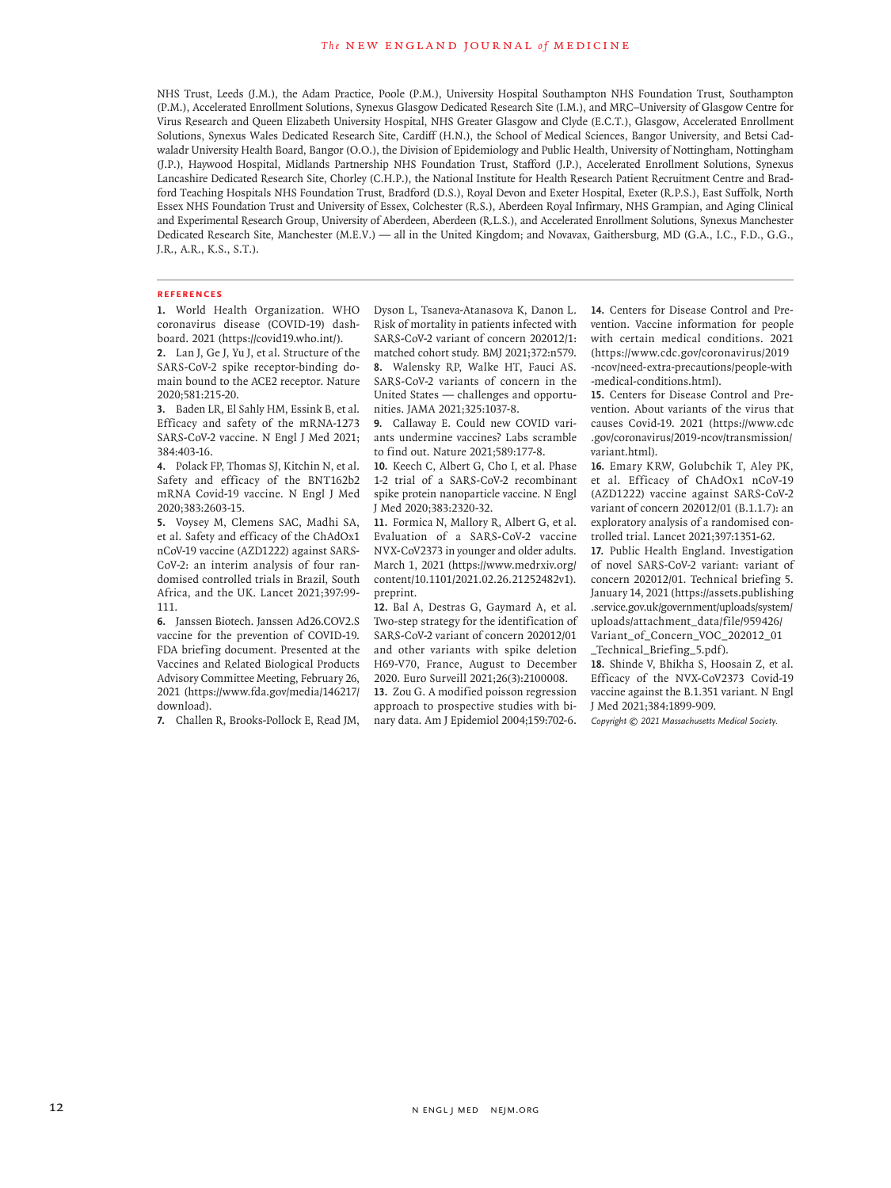NHS Trust, Leeds (J.M.), the Adam Practice, Poole (P.M.), University Hospital Southampton NHS Foundation Trust, Southampton (P.M.), Accelerated Enrollment Solutions, Synexus Glasgow Dedicated Research Site (I.M.), and MRC–University of Glasgow Centre for Virus Research and Queen Elizabeth University Hospital, NHS Greater Glasgow and Clyde (E.C.T.), Glasgow, Accelerated Enrollment Solutions, Synexus Wales Dedicated Research Site, Cardiff (H.N.), the School of Medical Sciences, Bangor University, and Betsi Cadwaladr University Health Board, Bangor (O.O.), the Division of Epidemiology and Public Health, University of Nottingham, Nottingham (J.P.), Haywood Hospital, Midlands Partnership NHS Foundation Trust, Stafford (J.P.), Accelerated Enrollment Solutions, Synexus Lancashire Dedicated Research Site, Chorley (C.H.P.), the National Institute for Health Research Patient Recruitment Centre and Bradford Teaching Hospitals NHS Foundation Trust, Bradford (D.S.), Royal Devon and Exeter Hospital, Exeter (R.P.S.), East Suffolk, North Essex NHS Foundation Trust and University of Essex, Colchester (R.S.), Aberdeen Royal Infirmary, NHS Grampian, and Aging Clinical and Experimental Research Group, University of Aberdeen, Aberdeen (R.L.S.), and Accelerated Enrollment Solutions, Synexus Manchester Dedicated Research Site, Manchester (M.E.V.) — all in the United Kingdom; and Novavax, Gaithersburg, MD (G.A., I.C., F.D., G.G., J.R., A.R., K.S., S.T.).

## References

1. World Health Organization. WHO coronavirus disease (COVID-19) dashboard. 2021 (https://covid19.who.int/).
2. Lan J, Ge J, Yu J, et al. Structure of the SARS-CoV-2 spike receptor-binding domain bound to the ACE2 receptor. Nature 2020;581:215-20.
3. Baden LR, El Sahly HM, Essink B, et al. Efficacy and safety of the mRNA-1273 SARS-CoV-2 vaccine. N Engl J Med 2021;384:403-16.
4. Polack FP, Thomas SJ, Kitchin N, et al. Safety and efficacy of the BNT162b2 mRNA Covid-19 vaccine. N Engl J Med 2020;383:2603-15.
5. Voysey M, Clemens SAC, Madhi SA, et al. Safety and efficacy of the ChAdOx1 nCoV-19 vaccine (AZD1222) against SARS-CoV-2: an interim analysis of four randomised controlled trials in Brazil, South Africa, and the UK. Lancet 2021;397:99-111.
6. Janssen Biotech. Janssen Ad26.COV2.S vaccine for the prevention of COVID-19. FDA briefing document. Presented at the Vaccines and Related Biological Products Advisory Committee Meeting, February 26, 2021 (https://www.fda.gov/media/146217/download).
7. Challen R, Brooks-Pollock E, Read JM, Dyson L, Tsaneva-Atanasova K, Danon L. Risk of mortality in patients infected with SARS-CoV-2 variant of concern 202012/1: matched cohort study. BMJ 2021;372:n579.
8. Walensky RP, Walke HT, Fauci AS. SARS-CoV-2 variants of concern in the United States — challenges and opportunities. JAMA 2021;325:1037-8.
9. Callaway E. Could new COVID variants undermine vaccines? Labs scramble to find out. Nature 2021;589:177-8.
10. Keech C, Albert G, Cho I, et al. Phase 1-2 trial of a SARS-CoV-2 recombinant spike protein nanoparticle vaccine. N Engl J Med 2020;383:2320-32.
11. Formica N, Mallory R, Albert G, et al. Evaluation of a SARS-CoV-2 vaccine NVX-CoV2373 in younger and older adults. March 1, 2021 (https://www.medrxiv.org/content/10.1101/2021.02.26.21252482v1). preprint.
12. Bal A, Destras G, Gaymard A, et al. Two-step strategy for the identification of SARS-CoV-2 variant of concern 202012/01 and other variants with spike deletion H69-V70, France, August to December 2020. Euro Surveill 2021;26(3):2100008.
13. Zou G. A modified poisson regression approach to prospective studies with binary data. Am J Epidemiol 2004;159:702-6.
14. Centers for Disease Control and Prevention. Vaccine information for people with certain medical conditions. 2021 (https://www.cdc.gov/coronavirus/2019-ncov/need-extra-precautions/people-with-medical-conditions.html).
15. Centers for Disease Control and Prevention. About variants of the virus that causes Covid-19. 2021 (https://www.cdc.gov/coronavirus/2019-ncov/transmission/variant.html).
16. Emary KRW, Golubchik T, Aley PK, et al. Efficacy of ChAdOx1 nCoV-19 (AZD1222) vaccine against SARS-CoV-2 variant of concern 202012/01 (B.1.1.7): an exploratory analysis of a randomised controlled trial. Lancet 2021;397:1351-62.
17. Public Health England. Investigation of novel SARS-CoV-2 variant: variant of concern 202012/01. Technical briefing 5. January 14, 2021 (https://assets.publishing.service.gov.uk/government/uploads/system/uploads/attachment_data/file/959426/Variant_of_Concern_VOC_202012_01_Technical_Briefing_5.pdf).
18. Shinde V, Bhikha S, Hoosain Z, et al. Efficacy of the NVX-CoV2373 Covid-19 vaccine against the B.1.351 variant. N Engl J Med 2021;384:1899-909.

*Copyright © 2021 Massachusetts Medical Society.*